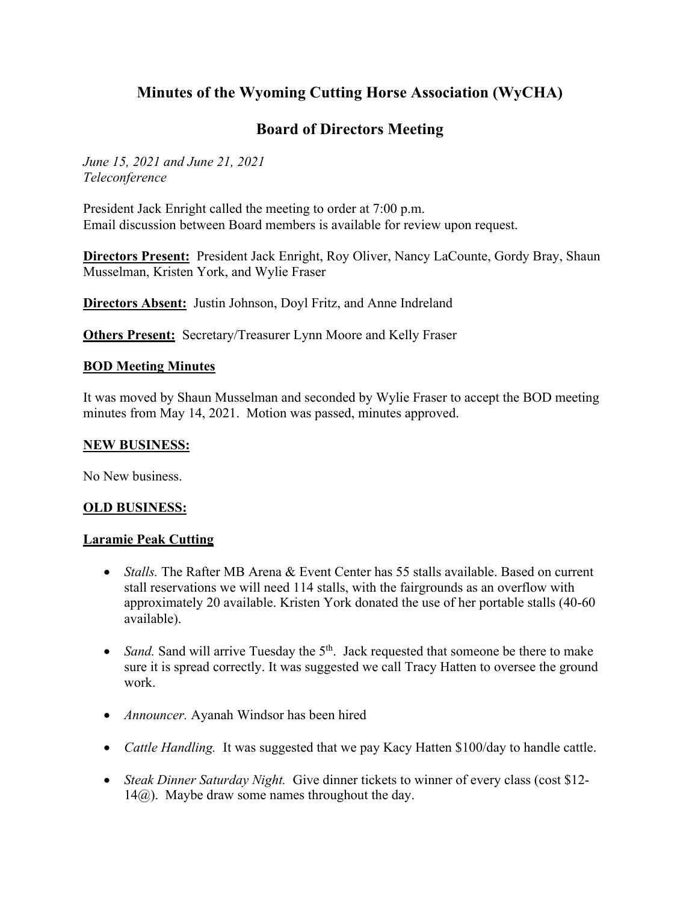# Minutes of the Wyoming Cutting Horse Association (WyCHA)

## Board of Directors Meeting

*June 15, 2021 and June 21, 2021*
*Teleconference*

President Jack Enright called the meeting to order at 7:00 p.m.
Email discussion between Board members is available for review upon request.

**Directors Present:** President Jack Enright, Roy Oliver, Nancy LaCounte, Gordy Bray, Shaun Musselman, Kristen York, and Wylie Fraser

**Directors Absent:** Justin Johnson, Doyl Fritz, and Anne Indreland

**Others Present:** Secretary/Treasurer Lynn Moore and Kelly Fraser

**BOD Meeting Minutes**

It was moved by Shaun Musselman and seconded by Wylie Fraser to accept the BOD meeting minutes from May 14, 2021. Motion was passed, minutes approved.

**NEW BUSINESS:**

No New business.

**OLD BUSINESS:**

**Laramie Peak Cutting**

- *Stalls.* The Rafter MB Arena & Event Center has 55 stalls available. Based on current stall reservations we will need 114 stalls, with the fairgrounds as an overflow with approximately 20 available. Kristen York donated the use of her portable stalls (40-60 available).
- *Sand.* Sand will arrive Tuesday the 5th. Jack requested that someone be there to make sure it is spread correctly. It was suggested we call Tracy Hatten to oversee the ground work.
- *Announcer.* Ayanah Windsor has been hired
- *Cattle Handling.* It was suggested that we pay Kacy Hatten $100/day to handle cattle.
- *Steak Dinner Saturday Night.* Give dinner tickets to winner of every class (cost $12-14@). Maybe draw some names throughout the day.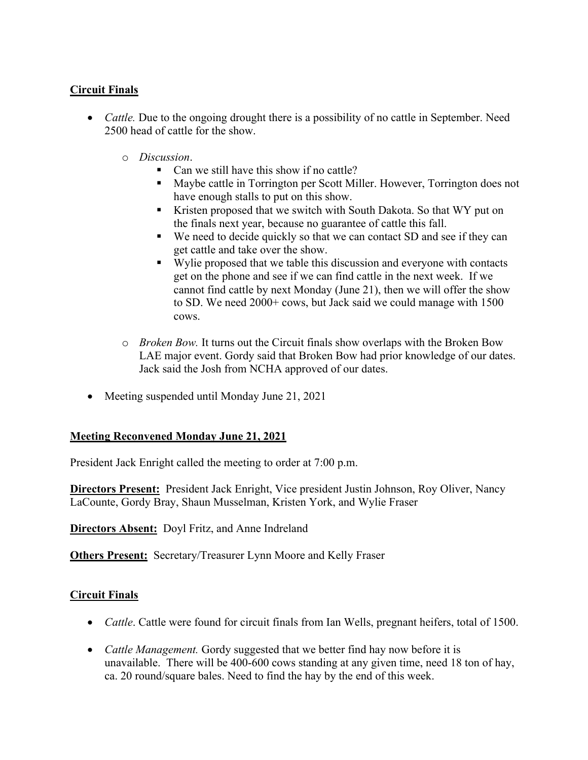**Circuit Finals**

- *Cattle.* Due to the ongoing drought there is a possibility of no cattle in September. Need 2500 head of cattle for the show.
    - *Discussion*.
        - Can we still have this show if no cattle?
        - Maybe cattle in Torrington per Scott Miller. However, Torrington does not have enough stalls to put on this show.
        - Kristen proposed that we switch with South Dakota. So that WY put on the finals next year, because no guarantee of cattle this fall.
        - We need to decide quickly so that we can contact SD and see if they can get cattle and take over the show.
        - Wylie proposed that we table this discussion and everyone with contacts get on the phone and see if we can find cattle in the next week. If we cannot find cattle by next Monday (June 21), then we will offer the show to SD. We need 2000+ cows, but Jack said we could manage with 1500 cows.
    - *Broken Bow.* It turns out the Circuit finals show overlaps with the Broken Bow LAE major event. Gordy said that Broken Bow had prior knowledge of our dates. Jack said the Josh from NCHA approved of our dates.
- Meeting suspended until Monday June 21, 2021

**Meeting Reconvened Monday June 21, 2021**

President Jack Enright called the meeting to order at 7:00 p.m.

**Directors Present:** President Jack Enright, Vice president Justin Johnson, Roy Oliver, Nancy LaCounte, Gordy Bray, Shaun Musselman, Kristen York, and Wylie Fraser

**Directors Absent:** Doyl Fritz, and Anne Indreland

**Others Present:** Secretary/Treasurer Lynn Moore and Kelly Fraser

**Circuit Finals**

- *Cattle*. Cattle were found for circuit finals from Ian Wells, pregnant heifers, total of 1500.
- *Cattle Management.* Gordy suggested that we better find hay now before it is unavailable. There will be 400-600 cows standing at any given time, need 18 ton of hay, ca. 20 round/square bales. Need to find the hay by the end of this week.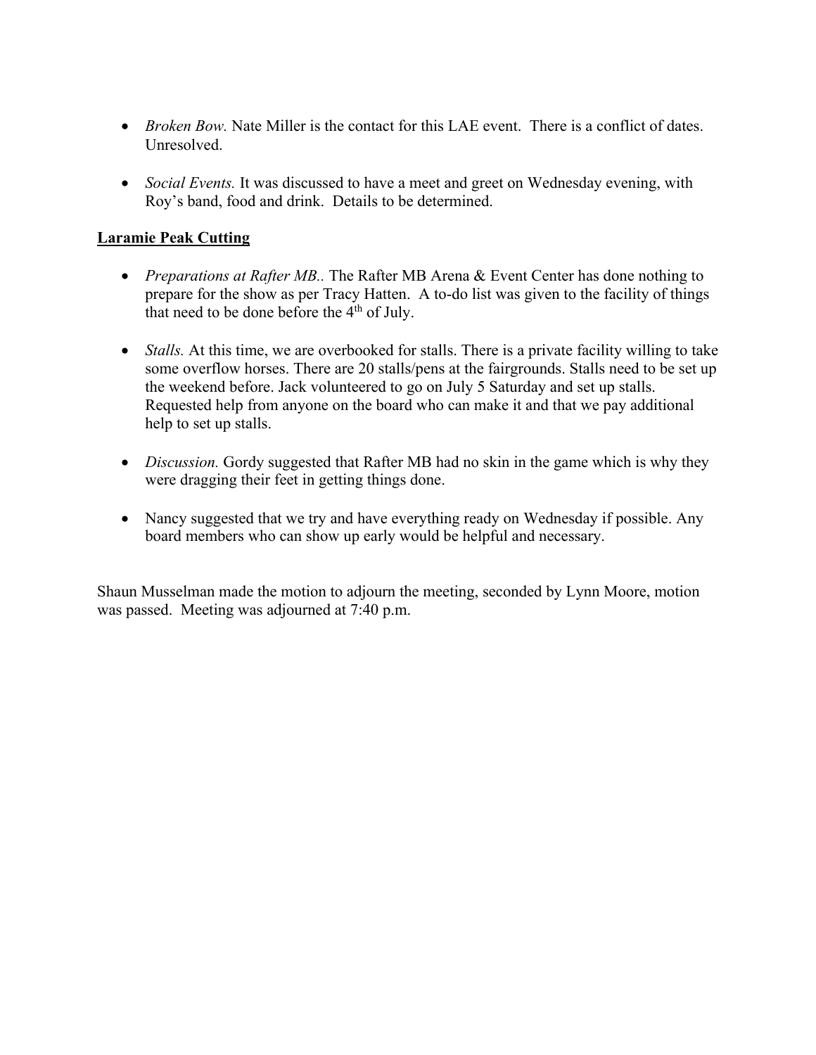- *Broken Bow.* Nate Miller is the contact for this LAE event. There is a conflict of dates. Unresolved.

- *Social Events.* It was discussed to have a meet and greet on Wednesday evening, with Roy's band, food and drink. Details to be determined.

**Laramie Peak Cutting**

- *Preparations at Rafter MB..* The Rafter MB Arena & Event Center has done nothing to prepare for the show as per Tracy Hatten. A to-do list was given to the facility of things that need to be done before the 4th of July.

- *Stalls.* At this time, we are overbooked for stalls. There is a private facility willing to take some overflow horses. There are 20 stalls/pens at the fairgrounds. Stalls need to be set up the weekend before. Jack volunteered to go on July 5 Saturday and set up stalls. Requested help from anyone on the board who can make it and that we pay additional help to set up stalls.

- *Discussion.* Gordy suggested that Rafter MB had no skin in the game which is why they were dragging their feet in getting things done.

- Nancy suggested that we try and have everything ready on Wednesday if possible. Any board members who can show up early would be helpful and necessary.

Shaun Musselman made the motion to adjourn the meeting, seconded by Lynn Moore, motion was passed. Meeting was adjourned at 7:40 p.m.